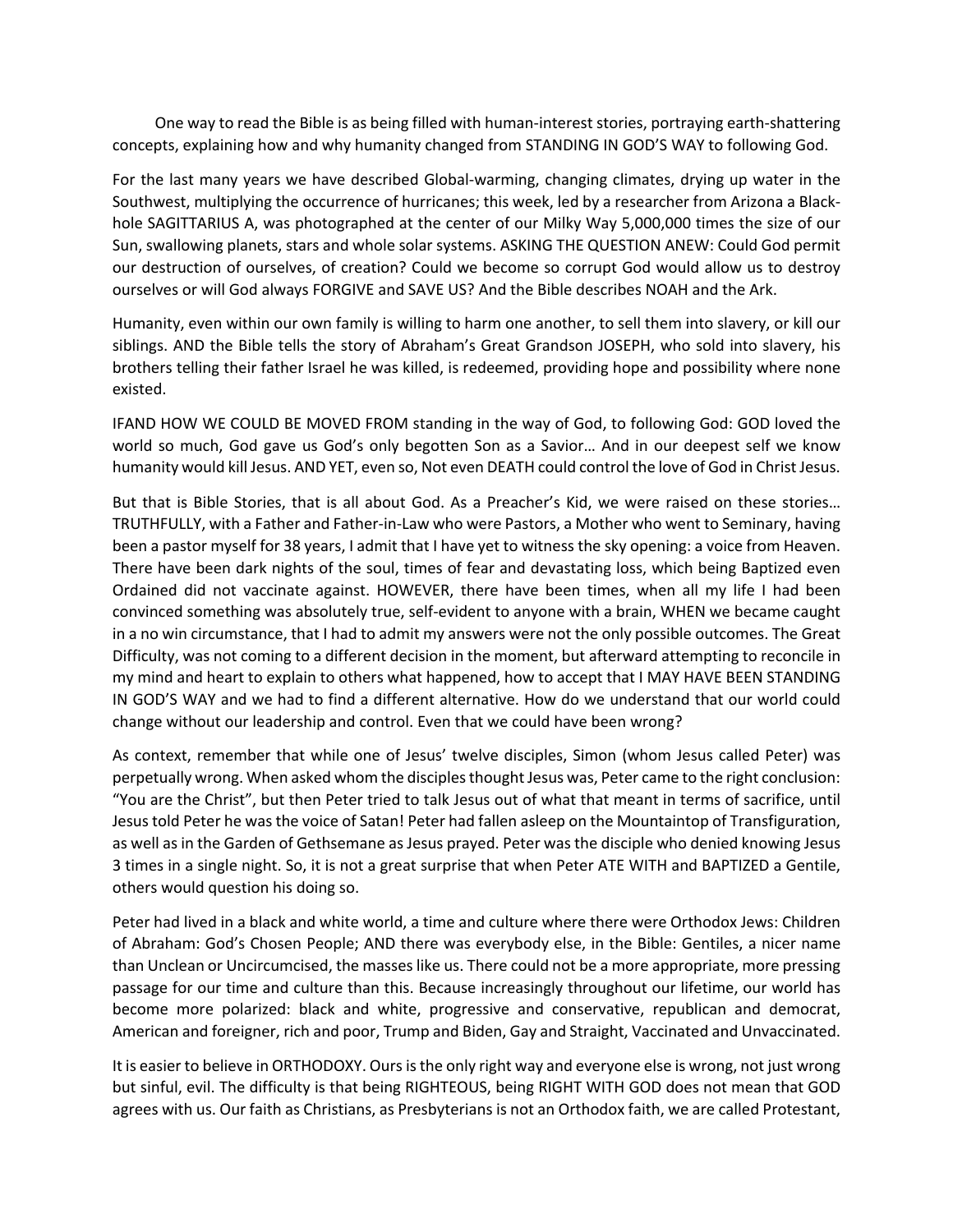One way to read the Bible is as being filled with human-interest stories, portraying earth-shattering concepts, explaining how and why humanity changed from STANDING IN GOD'S WAY to following God.

For the last many years we have described Global-warming, changing climates, drying up water in the Southwest, multiplying the occurrence of hurricanes; this week, led by a researcher from Arizona a Black-hole SAGITTARIUS A, was photographed at the center of our Milky Way 5,000,000 times the size of our Sun, swallowing planets, stars and whole solar systems. ASKING THE QUESTION ANEW: Could God permit our destruction of ourselves, of creation? Could we become so corrupt God would allow us to destroy ourselves or will God always FORGIVE and SAVE US? And the Bible describes NOAH and the Ark.

Humanity, even within our own family is willing to harm one another, to sell them into slavery, or kill our siblings. AND the Bible tells the story of Abraham's Great Grandson JOSEPH, who sold into slavery, his brothers telling their father Israel he was killed, is redeemed, providing hope and possibility where none existed.

IFAND HOW WE COULD BE MOVED FROM standing in the way of God, to following God: GOD loved the world so much, God gave us God's only begotten Son as a Savior… And in our deepest self we know humanity would kill Jesus. AND YET, even so, Not even DEATH could control the love of God in Christ Jesus.

But that is Bible Stories, that is all about God. As a Preacher's Kid, we were raised on these stories… TRUTHFULLY, with a Father and Father-in-Law who were Pastors, a Mother who went to Seminary, having been a pastor myself for 38 years, I admit that I have yet to witness the sky opening: a voice from Heaven. There have been dark nights of the soul, times of fear and devastating loss, which being Baptized even Ordained did not vaccinate against. HOWEVER, there have been times, when all my life I had been convinced something was absolutely true, self-evident to anyone with a brain, WHEN we became caught in a no win circumstance, that I had to admit my answers were not the only possible outcomes. The Great Difficulty, was not coming to a different decision in the moment, but afterward attempting to reconcile in my mind and heart to explain to others what happened, how to accept that I MAY HAVE BEEN STANDING IN GOD'S WAY and we had to find a different alternative. How do we understand that our world could change without our leadership and control. Even that we could have been wrong?

As context, remember that while one of Jesus' twelve disciples, Simon (whom Jesus called Peter) was perpetually wrong. When asked whom the disciples thought Jesus was, Peter came to the right conclusion: "You are the Christ", but then Peter tried to talk Jesus out of what that meant in terms of sacrifice, until Jesus told Peter he was the voice of Satan! Peter had fallen asleep on the Mountaintop of Transfiguration, as well as in the Garden of Gethsemane as Jesus prayed. Peter was the disciple who denied knowing Jesus 3 times in a single night. So, it is not a great surprise that when Peter ATE WITH and BAPTIZED a Gentile, others would question his doing so.

Peter had lived in a black and white world, a time and culture where there were Orthodox Jews: Children of Abraham: God's Chosen People; AND there was everybody else, in the Bible: Gentiles, a nicer name than Unclean or Uncircumcised, the masses like us. There could not be a more appropriate, more pressing passage for our time and culture than this. Because increasingly throughout our lifetime, our world has become more polarized: black and white, progressive and conservative, republican and democrat, American and foreigner, rich and poor, Trump and Biden, Gay and Straight, Vaccinated and Unvaccinated.

It is easier to believe in ORTHODOXY. Ours is the only right way and everyone else is wrong, not just wrong but sinful, evil. The difficulty is that being RIGHTEOUS, being RIGHT WITH GOD does not mean that GOD agrees with us. Our faith as Christians, as Presbyterians is not an Orthodox faith, we are called Protestant,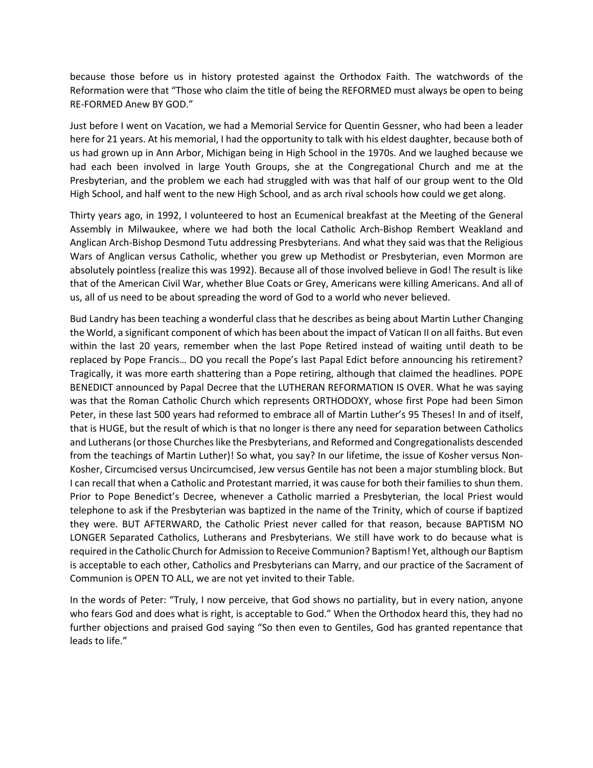because those before us in history protested against the Orthodox Faith. The watchwords of the Reformation were that "Those who claim the title of being the REFORMED must always be open to being RE-FORMED Anew BY GOD."

Just before I went on Vacation, we had a Memorial Service for Quentin Gessner, who had been a leader here for 21 years. At his memorial, I had the opportunity to talk with his eldest daughter, because both of us had grown up in Ann Arbor, Michigan being in High School in the 1970s. And we laughed because we had each been involved in large Youth Groups, she at the Congregational Church and me at the Presbyterian, and the problem we each had struggled with was that half of our group went to the Old High School, and half went to the new High School, and as arch rival schools how could we get along.

Thirty years ago, in 1992, I volunteered to host an Ecumenical breakfast at the Meeting of the General Assembly in Milwaukee, where we had both the local Catholic Arch-Bishop Rembert Weakland and Anglican Arch-Bishop Desmond Tutu addressing Presbyterians. And what they said was that the Religious Wars of Anglican versus Catholic, whether you grew up Methodist or Presbyterian, even Mormon are absolutely pointless (realize this was 1992). Because all of those involved believe in God! The result is like that of the American Civil War, whether Blue Coats or Grey, Americans were killing Americans. And all of us, all of us need to be about spreading the word of God to a world who never believed.

Bud Landry has been teaching a wonderful class that he describes as being about Martin Luther Changing the World, a significant component of which has been about the impact of Vatican II on all faiths. But even within the last 20 years, remember when the last Pope Retired instead of waiting until death to be replaced by Pope Francis… DO you recall the Pope's last Papal Edict before announcing his retirement? Tragically, it was more earth shattering than a Pope retiring, although that claimed the headlines. POPE BENEDICT announced by Papal Decree that the LUTHERAN REFORMATION IS OVER. What he was saying was that the Roman Catholic Church which represents ORTHODOXY, whose first Pope had been Simon Peter, in these last 500 years had reformed to embrace all of Martin Luther's 95 Theses! In and of itself, that is HUGE, but the result of which is that no longer is there any need for separation between Catholics and Lutherans (or those Churches like the Presbyterians, and Reformed and Congregationalists descended from the teachings of Martin Luther)! So what, you say? In our lifetime, the issue of Kosher versus Non-Kosher, Circumcised versus Uncircumcised, Jew versus Gentile has not been a major stumbling block. But I can recall that when a Catholic and Protestant married, it was cause for both their families to shun them. Prior to Pope Benedict's Decree, whenever a Catholic married a Presbyterian, the local Priest would telephone to ask if the Presbyterian was baptized in the name of the Trinity, which of course if baptized they were. BUT AFTERWARD, the Catholic Priest never called for that reason, because BAPTISM NO LONGER Separated Catholics, Lutherans and Presbyterians. We still have work to do because what is required in the Catholic Church for Admission to Receive Communion? Baptism! Yet, although our Baptism is acceptable to each other, Catholics and Presbyterians can Marry, and our practice of the Sacrament of Communion is OPEN TO ALL, we are not yet invited to their Table.

In the words of Peter: "Truly, I now perceive, that God shows no partiality, but in every nation, anyone who fears God and does what is right, is acceptable to God." When the Orthodox heard this, they had no further objections and praised God saying "So then even to Gentiles, God has granted repentance that leads to life."